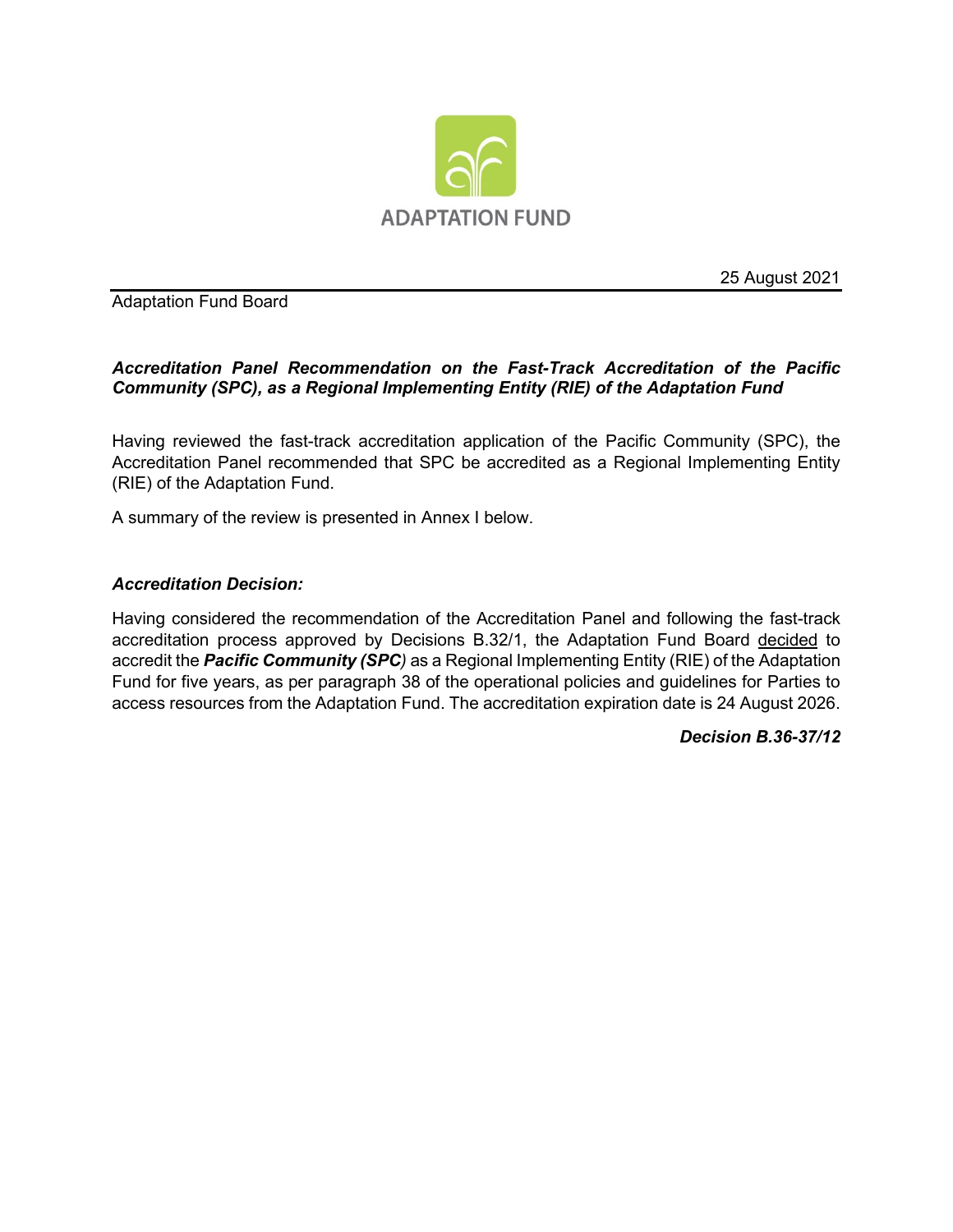ADAPTATION FUND

25 August 2021

Adaptation Fund Board

***Accreditation Panel Recommendation on the Fast-Track Accreditation of the Pacific Community (SPC), as a Regional Implementing Entity (RIE) of the Adaptation Fund***

Having reviewed the fast-track accreditation application of the Pacific Community (SPC), the Accreditation Panel recommended that SPC be accredited as a Regional Implementing Entity (RIE) of the Adaptation Fund.

A summary of the review is presented in Annex I below.

***Accreditation Decision:***

Having considered the recommendation of the Accreditation Panel and following the fast-track accreditation process approved by Decisions B.32/1, the Adaptation Fund Board decided to accredit the ***Pacific Community (SPC)*** as a Regional Implementing Entity (RIE) of the Adaptation Fund for five years, as per paragraph 38 of the operational policies and guidelines for Parties to access resources from the Adaptation Fund. The accreditation expiration date is 24 August 2026.

***Decision B.36-37/12***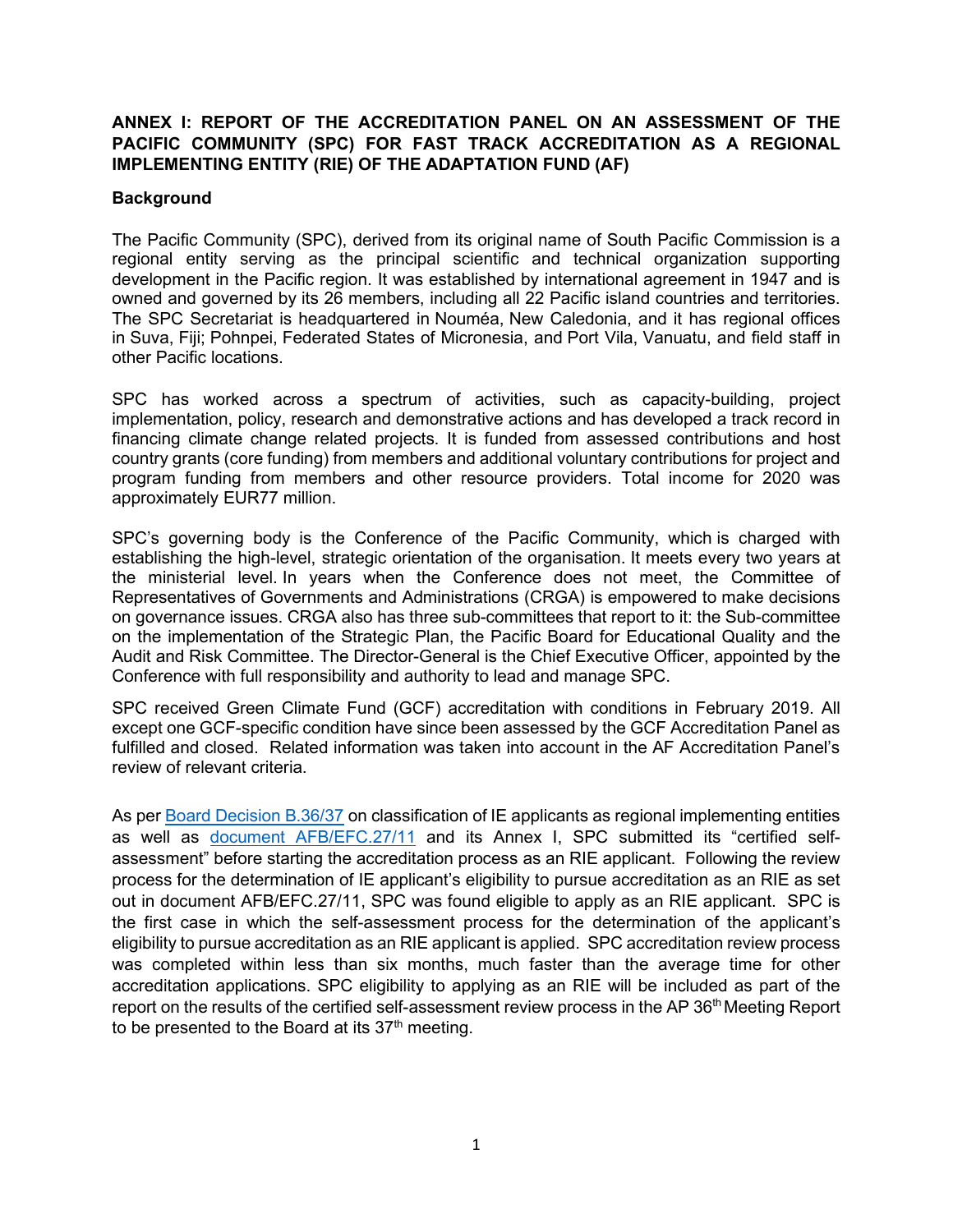**ANNEX I: REPORT OF THE ACCREDITATION PANEL ON AN ASSESSMENT OF THE PACIFIC COMMUNITY (SPC) FOR FAST TRACK ACCREDITATION AS A REGIONAL IMPLEMENTING ENTITY (RIE) OF THE ADAPTATION FUND (AF)**

**Background**

The Pacific Community (SPC), derived from its original name of South Pacific Commission is a regional entity serving as the principal scientific and technical organization supporting development in the Pacific region. It was established by international agreement in 1947 and is owned and governed by its 26 members, including all 22 Pacific island countries and territories. The SPC Secretariat is headquartered in Nouméa, New Caledonia, and it has regional offices in Suva, Fiji; Pohnpei, Federated States of Micronesia, and Port Vila, Vanuatu, and field staff in other Pacific locations.

SPC has worked across a spectrum of activities, such as capacity-building, project implementation, policy, research and demonstrative actions and has developed a track record in financing climate change related projects. It is funded from assessed contributions and host country grants (core funding) from members and additional voluntary contributions for project and program funding from members and other resource providers. Total income for 2020 was approximately EUR77 million.

SPC's governing body is the Conference of the Pacific Community, which is charged with establishing the high-level, strategic orientation of the organisation. It meets every two years at the ministerial level. In years when the Conference does not meet, the Committee of Representatives of Governments and Administrations (CRGA) is empowered to make decisions on governance issues. CRGA also has three sub-committees that report to it: the Sub-committee on the implementation of the Strategic Plan, the Pacific Board for Educational Quality and the Audit and Risk Committee. The Director-General is the Chief Executive Officer, appointed by the Conference with full responsibility and authority to lead and manage SPC.

SPC received Green Climate Fund (GCF) accreditation with conditions in February 2019. All except one GCF-specific condition have since been assessed by the GCF Accreditation Panel as fulfilled and closed. Related information was taken into account in the AF Accreditation Panel's review of relevant criteria.

As per Board Decision B.36/37 on classification of IE applicants as regional implementing entities as well as document AFB/EFC.27/11 and its Annex I, SPC submitted its "certified self-assessment" before starting the accreditation process as an RIE applicant. Following the review process for the determination of IE applicant's eligibility to pursue accreditation as an RIE as set out in document AFB/EFC.27/11, SPC was found eligible to apply as an RIE applicant. SPC is the first case in which the self-assessment process for the determination of the applicant's eligibility to pursue accreditation as an RIE applicant is applied. SPC accreditation review process was completed within less than six months, much faster than the average time for other accreditation applications. SPC eligibility to applying as an RIE will be included as part of the report on the results of the certified self-assessment review process in the AP 36th Meeting Report to be presented to the Board at its 37th meeting.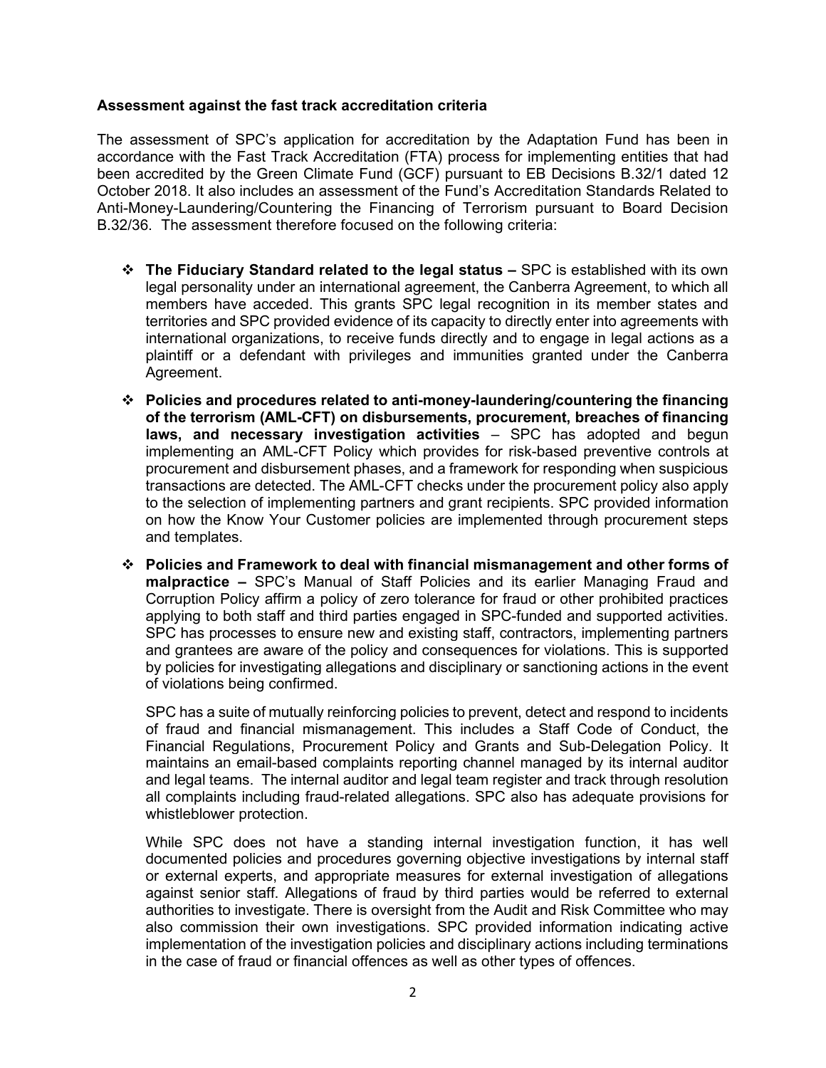**Assessment against the fast track accreditation criteria**

The assessment of SPC's application for accreditation by the Adaptation Fund has been in accordance with the Fast Track Accreditation (FTA) process for implementing entities that had been accredited by the Green Climate Fund (GCF) pursuant to EB Decisions B.32/1 dated 12 October 2018. It also includes an assessment of the Fund's Accreditation Standards Related to Anti-Money-Laundering/Countering the Financing of Terrorism pursuant to Board Decision B.32/36. The assessment therefore focused on the following criteria:

- **The Fiduciary Standard related to the legal status –** SPC is established with its own legal personality under an international agreement, the Canberra Agreement, to which all members have acceded. This grants SPC legal recognition in its member states and territories and SPC provided evidence of its capacity to directly enter into agreements with international organizations, to receive funds directly and to engage in legal actions as a plaintiff or a defendant with privileges and immunities granted under the Canberra Agreement.

- **Policies and procedures related to anti-money-laundering/countering the financing of the terrorism (AML-CFT) on disbursements, procurement, breaches of financing laws, and necessary investigation activities** – SPC has adopted and begun implementing an AML-CFT Policy which provides for risk-based preventive controls at procurement and disbursement phases, and a framework for responding when suspicious transactions are detected. The AML-CFT checks under the procurement policy also apply to the selection of implementing partners and grant recipients. SPC provided information on how the Know Your Customer policies are implemented through procurement steps and templates.

- **Policies and Framework to deal with financial mismanagement and other forms of malpractice –** SPC's Manual of Staff Policies and its earlier Managing Fraud and Corruption Policy affirm a policy of zero tolerance for fraud or other prohibited practices applying to both staff and third parties engaged in SPC-funded and supported activities. SPC has processes to ensure new and existing staff, contractors, implementing partners and grantees are aware of the policy and consequences for violations. This is supported by policies for investigating allegations and disciplinary or sanctioning actions in the event of violations being confirmed.

  SPC has a suite of mutually reinforcing policies to prevent, detect and respond to incidents of fraud and financial mismanagement. This includes a Staff Code of Conduct, the Financial Regulations, Procurement Policy and Grants and Sub-Delegation Policy. It maintains an email-based complaints reporting channel managed by its internal auditor and legal teams. The internal auditor and legal team register and track through resolution all complaints including fraud-related allegations. SPC also has adequate provisions for whistleblower protection.

  While SPC does not have a standing internal investigation function, it has well documented policies and procedures governing objective investigations by internal staff or external experts, and appropriate measures for external investigation of allegations against senior staff. Allegations of fraud by third parties would be referred to external authorities to investigate. There is oversight from the Audit and Risk Committee who may also commission their own investigations. SPC provided information indicating active implementation of the investigation policies and disciplinary actions including terminations in the case of fraud or financial offences as well as other types of offences.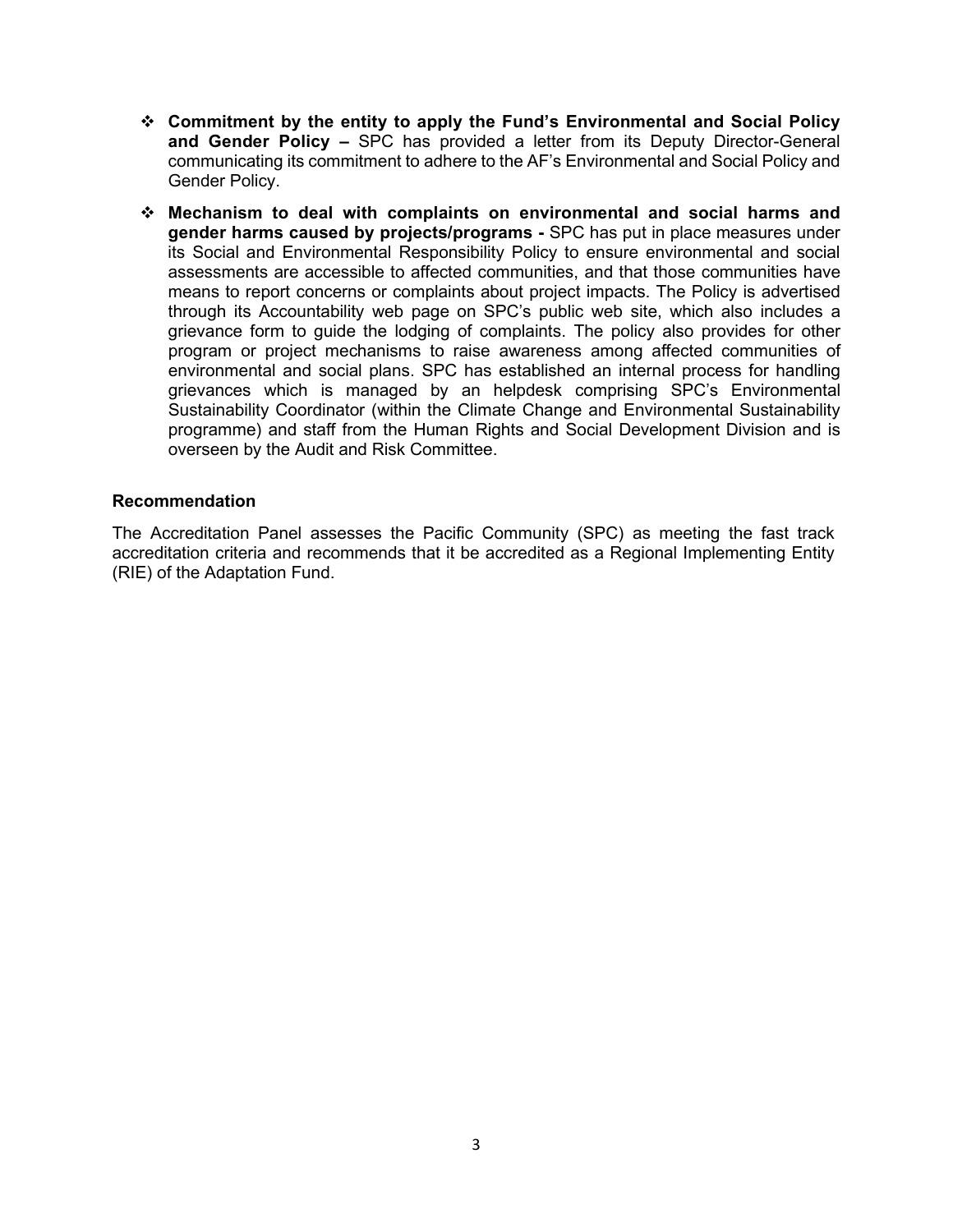- **Commitment by the entity to apply the Fund's Environmental and Social Policy and Gender Policy –** SPC has provided a letter from its Deputy Director-General communicating its commitment to adhere to the AF's Environmental and Social Policy and Gender Policy.
- **Mechanism to deal with complaints on environmental and social harms and gender harms caused by projects/programs -** SPC has put in place measures under its Social and Environmental Responsibility Policy to ensure environmental and social assessments are accessible to affected communities, and that those communities have means to report concerns or complaints about project impacts. The Policy is advertised through its Accountability web page on SPC's public web site, which also includes a grievance form to guide the lodging of complaints. The policy also provides for other program or project mechanisms to raise awareness among affected communities of environmental and social plans. SPC has established an internal process for handling grievances which is managed by an helpdesk comprising SPC's Environmental Sustainability Coordinator (within the Climate Change and Environmental Sustainability programme) and staff from the Human Rights and Social Development Division and is overseen by the Audit and Risk Committee.

**Recommendation**

The Accreditation Panel assesses the Pacific Community (SPC) as meeting the fast track accreditation criteria and recommends that it be accredited as a Regional Implementing Entity (RIE) of the Adaptation Fund.